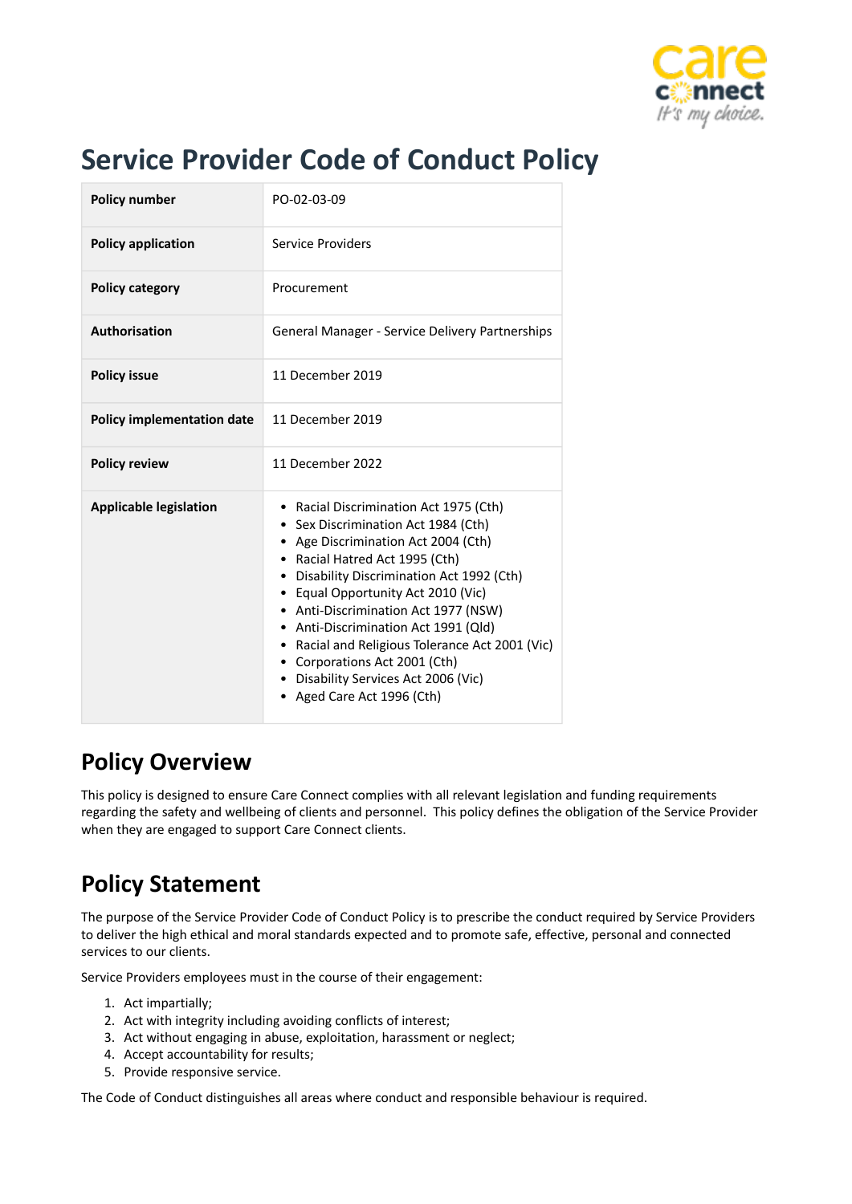# Service Provider Code of Conduct Policy

| Policy number | PO-02-03-09 |
|---|---|
| Policy application | Service Providers |
| Policy category | Procurement |
| Authorisation | General Manager - Service Delivery Partnerships |
| Policy issue | 11 December 2019 |
| Policy implementation date | 11 December 2019 |
| Policy review | 11 December 2022 |
| Applicable legislation | • Racial Discrimination Act 1975 (Cth)<br>• Sex Discrimination Act 1984 (Cth)<br>• Age Discrimination Act 2004 (Cth)<br>• Racial Hatred Act 1995 (Cth)<br>• Disability Discrimination Act 1992 (Cth)<br>• Equal Opportunity Act 2010 (Vic)<br>• Anti-Discrimination Act 1977 (NSW)<br>• Anti-Discrimination Act 1991 (Qld)<br>• Racial and Religious Tolerance Act 2001 (Vic)<br>• Corporations Act 2001 (Cth)<br>• Disability Services Act 2006 (Vic)<br>• Aged Care Act 1996 (Cth) |

## Policy Overview

This policy is designed to ensure Care Connect complies with all relevant legislation and funding requirements regarding the safety and wellbeing of clients and personnel. This policy defines the obligation of the Service Provider when they are engaged to support Care Connect clients.

## Policy Statement

The purpose of the Service Provider Code of Conduct Policy is to prescribe the conduct required by Service Providers to deliver the high ethical and moral standards expected and to promote safe, effective, personal and connected services to our clients.

Service Providers employees must in the course of their engagement:

1. Act impartially;
2. Act with integrity including avoiding conflicts of interest;
3. Act without engaging in abuse, exploitation, harassment or neglect;
4. Accept accountability for results;
5. Provide responsive service.

The Code of Conduct distinguishes all areas where conduct and responsible behaviour is required.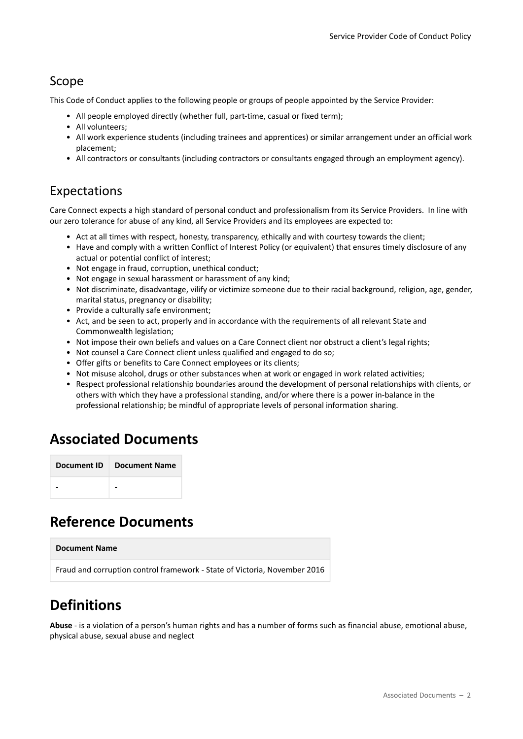## Scope

This Code of Conduct applies to the following people or groups of people appointed by the Service Provider:

- All people employed directly (whether full, part-time, casual or fixed term);
- All volunteers;
- All work experience students (including trainees and apprentices) or similar arrangement under an official work placement;
- All contractors or consultants (including contractors or consultants engaged through an employment agency).

## Expectations

Care Connect expects a high standard of personal conduct and professionalism from its Service Providers. In line with our zero tolerance for abuse of any kind, all Service Providers and its employees are expected to:

- Act at all times with respect, honesty, transparency, ethically and with courtesy towards the client;
- Have and comply with a written Conflict of Interest Policy (or equivalent) that ensures timely disclosure of any actual or potential conflict of interest;
- Not engage in fraud, corruption, unethical conduct;
- Not engage in sexual harassment or harassment of any kind;
- Not discriminate, disadvantage, vilify or victimize someone due to their racial background, religion, age, gender, marital status, pregnancy or disability;
- Provide a culturally safe environment;
- Act, and be seen to act, properly and in accordance with the requirements of all relevant State and Commonwealth legislation;
- Not impose their own beliefs and values on a Care Connect client nor obstruct a client's legal rights;
- Not counsel a Care Connect client unless qualified and engaged to do so;
- Offer gifts or benefits to Care Connect employees or its clients;
- Not misuse alcohol, drugs or other substances when at work or engaged in work related activities;
- Respect professional relationship boundaries around the development of personal relationships with clients, or others with which they have a professional standing, and/or where there is a power in-balance in the professional relationship; be mindful of appropriate levels of personal information sharing.

# Associated Documents

| Document ID | Document Name |
|---|---|
| - | - |

# Reference Documents

| Document Name |
|---|
| Fraud and corruption control framework - State of Victoria, November 2016 |

# Definitions

**Abuse** - is a violation of a person's human rights and has a number of forms such as financial abuse, emotional abuse, physical abuse, sexual abuse and neglect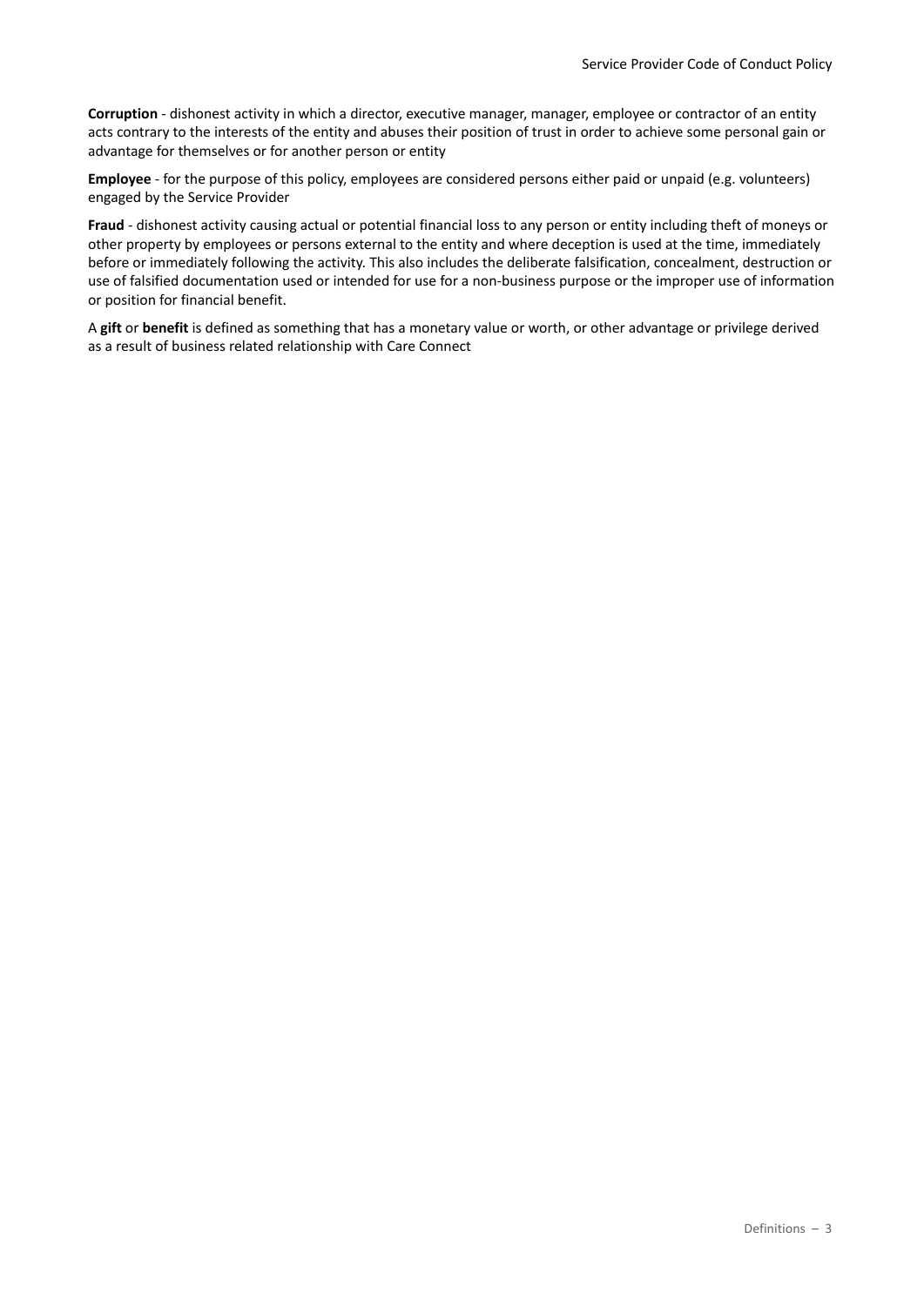**Corruption** - dishonest activity in which a director, executive manager, manager, employee or contractor of an entity acts contrary to the interests of the entity and abuses their position of trust in order to achieve some personal gain or advantage for themselves or for another person or entity

**Employee** - for the purpose of this policy, employees are considered persons either paid or unpaid (e.g. volunteers) engaged by the Service Provider

**Fraud** - dishonest activity causing actual or potential financial loss to any person or entity including theft of moneys or other property by employees or persons external to the entity and where deception is used at the time, immediately before or immediately following the activity. This also includes the deliberate falsification, concealment, destruction or use of falsified documentation used or intended for use for a non-business purpose or the improper use of information or position for financial benefit.

A **gift** or **benefit** is defined as something that has a monetary value or worth, or other advantage or privilege derived as a result of business related relationship with Care Connect